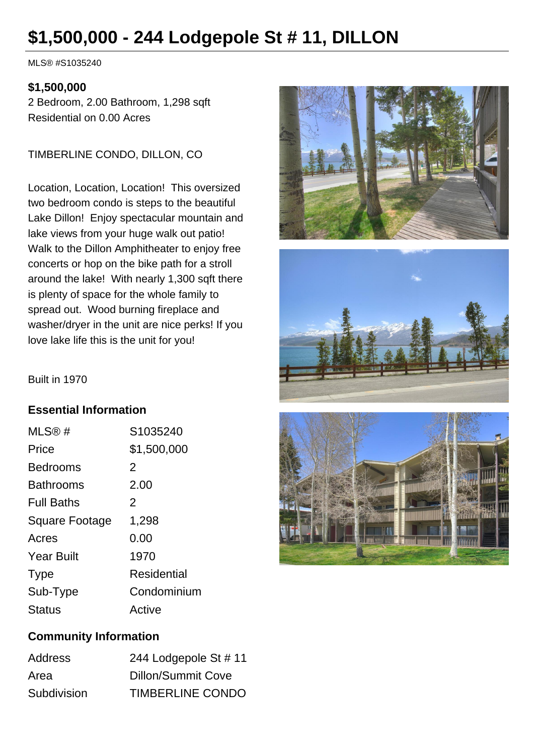# $1,500,000 - 244 Lodgepole St # 11, DILLON

MLS® #S1035240

**$1,500,000**
2 Bedroom, 2.00 Bathroom, 1,298 sqft
Residential on 0.00 Acres

TIMBERLINE CONDO, DILLON, CO

Location, Location, Location! This oversized two bedroom condo is steps to the beautiful Lake Dillon! Enjoy spectacular mountain and lake views from your huge walk out patio! Walk to the Dillon Amphitheater to enjoy free concerts or hop on the bike path for a stroll around the lake! With nearly 1,300 sqft there is plenty of space for the whole family to spread out. Wood burning fireplace and washer/dryer in the unit are nice perks! If you love lake life this is the unit for you!

Built in 1970

### Essential Information

| | |
|---|---|
| MLS® # | S1035240 |
| Price | $1,500,000 |
| Bedrooms | 2 |
| Bathrooms | 2.00 |
| Full Baths | 2 |
| Square Footage | 1,298 |
| Acres | 0.00 |
| Year Built | 1970 |
| Type | Residential |
| Sub-Type | Condominium |
| Status | Active |

### Community Information

| | |
|---|---|
| Address | 244 Lodgepole St # 11 |
| Area | Dillon/Summit Cove |
| Subdivision | TIMBERLINE CONDO |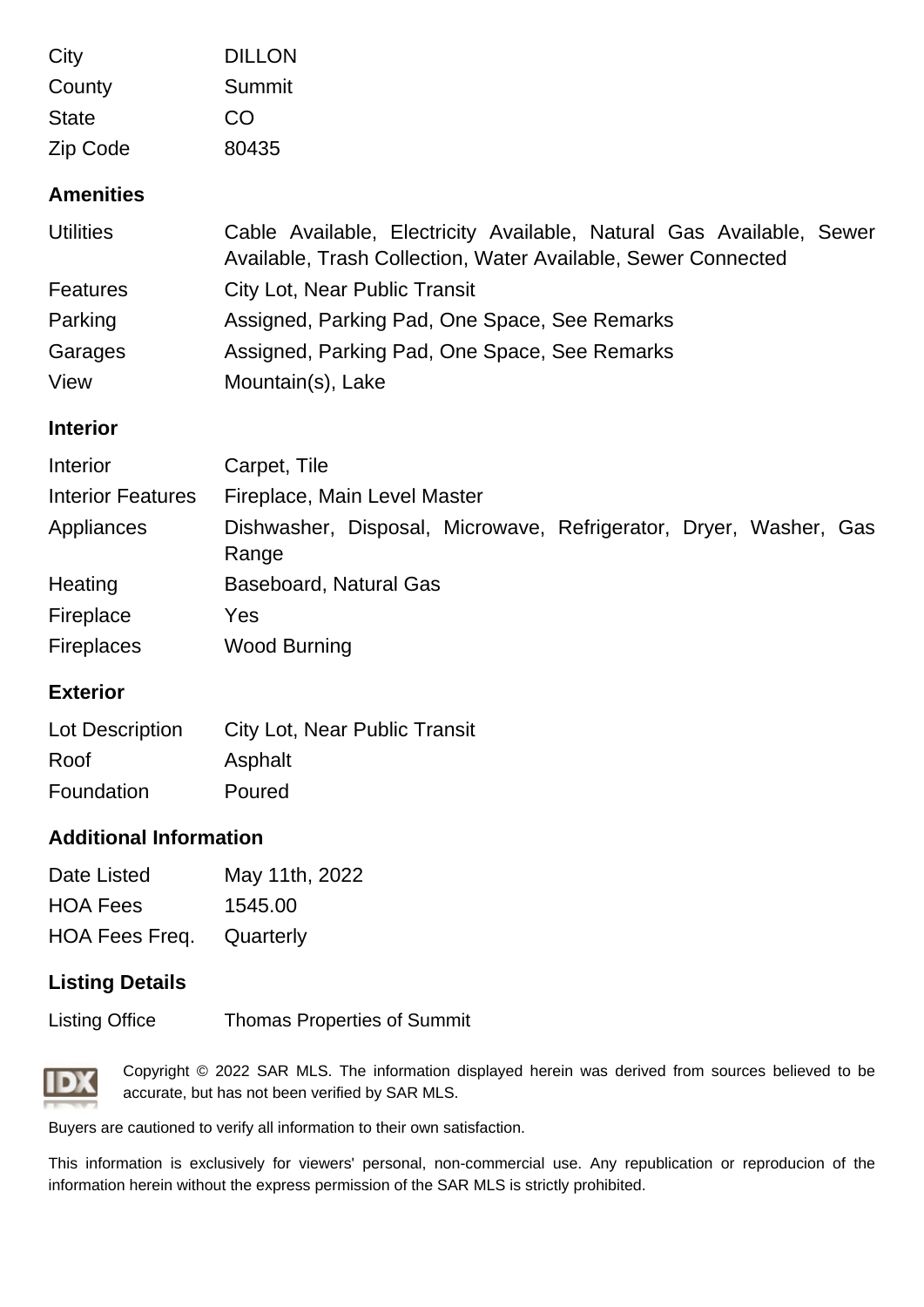| | |
|---|---|
| City | DILLON |
| County | Summit |
| State | CO |
| Zip Code | 80435 |

## Amenities

| | |
|---|---|
| Utilities | Cable Available, Electricity Available, Natural Gas Available, Sewer Available, Trash Collection, Water Available, Sewer Connected |
| Features | City Lot, Near Public Transit |
| Parking | Assigned, Parking Pad, One Space, See Remarks |
| Garages | Assigned, Parking Pad, One Space, See Remarks |
| View | Mountain(s), Lake |

## Interior

| | |
|---|---|
| Interior | Carpet, Tile |
| Interior Features | Fireplace, Main Level Master |
| Appliances | Dishwasher, Disposal, Microwave, Refrigerator, Dryer, Washer, Gas Range |
| Heating | Baseboard, Natural Gas |
| Fireplace | Yes |
| Fireplaces | Wood Burning |

## Exterior

| | |
|---|---|
| Lot Description | City Lot, Near Public Transit |
| Roof | Asphalt |
| Foundation | Poured |

## Additional Information

| | |
|---|---|
| Date Listed | May 11th, 2022 |
| HOA Fees | 1545.00 |
| HOA Fees Freq. | Quarterly |

## Listing Details

| | |
|---|---|
| Listing Office | Thomas Properties of Summit |

Copyright © 2022 SAR MLS. The information displayed herein was derived from sources believed to be accurate, but has not been verified by SAR MLS.

Buyers are cautioned to verify all information to their own satisfaction.

This information is exclusively for viewers' personal, non-commercial use. Any republication or reproducion of the information herein without the express permission of the SAR MLS is strictly prohibited.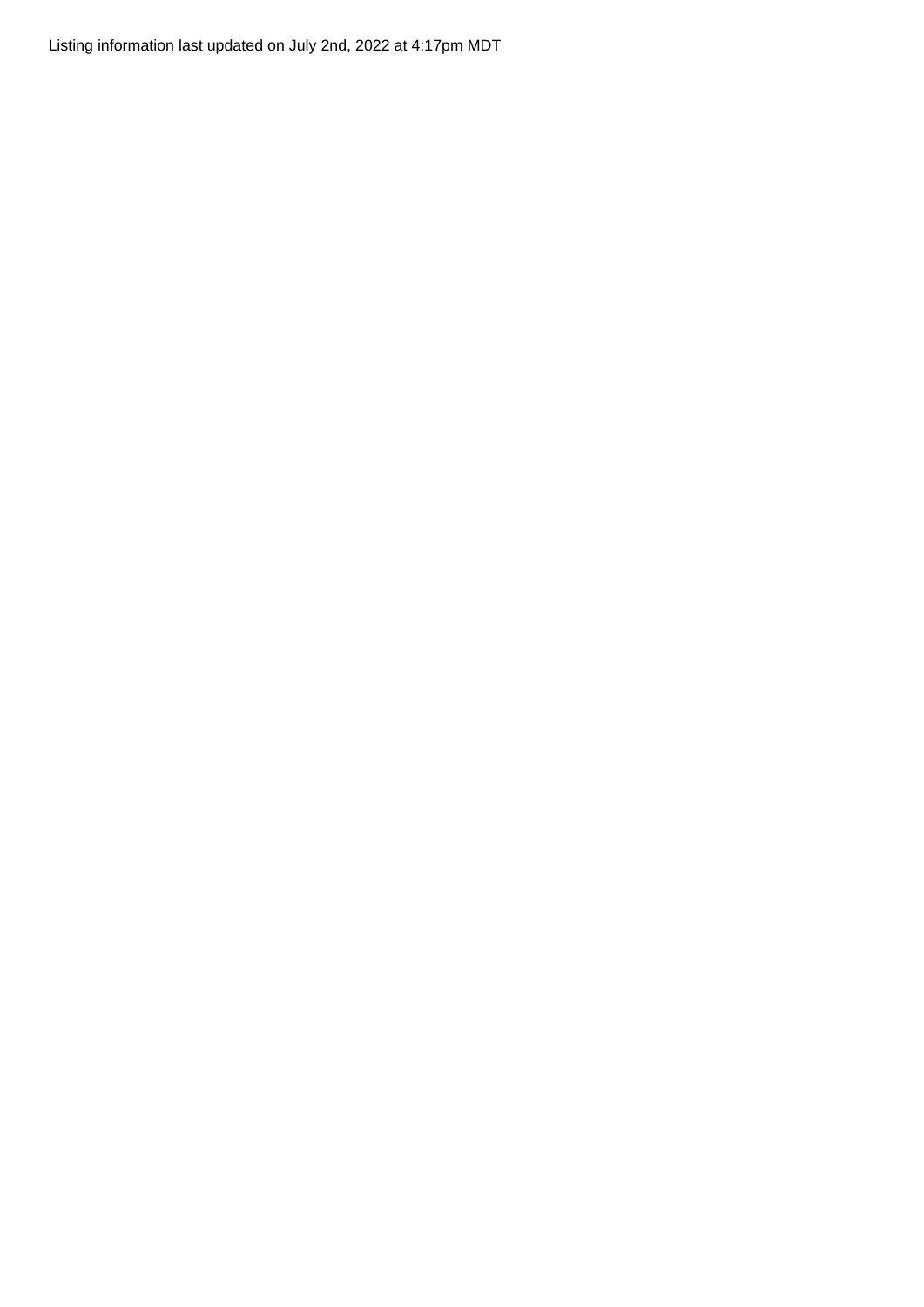Listing information last updated on July 2nd, 2022 at 4:17pm MDT